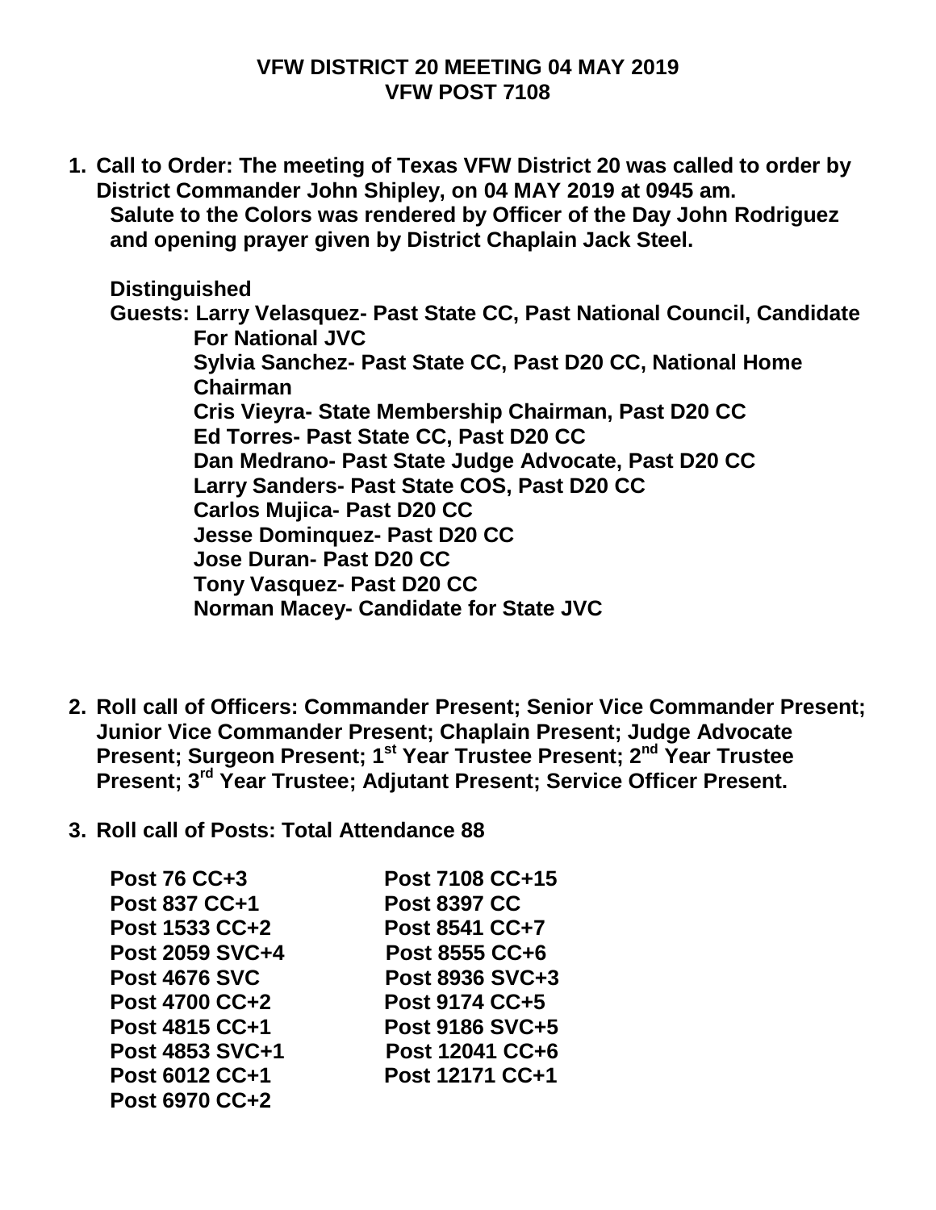# VFW DISTRICT 20 MEETING 04 MAY 2019
## VFW POST 7108

1. **Call to Order: The meeting of Texas VFW District 20 was called to order by District Commander John Shipley, on 04 MAY 2019 at 0945 am.**
   **Salute to the Colors was rendered by Officer of the Day John Rodriguez and opening prayer given by District Chaplain Jack Steel.**

   **Distinguished**
   **Guests: Larry Velasquez- Past State CC, Past National Council, Candidate For National JVC**
   **Sylvia Sanchez- Past State CC, Past D20 CC, National Home Chairman**
   **Cris Vieyra- State Membership Chairman, Past D20 CC**
   **Ed Torres- Past State CC, Past D20 CC**
   **Dan Medrano- Past State Judge Advocate, Past D20 CC**
   **Larry Sanders- Past State COS, Past D20 CC**
   **Carlos Mujica- Past D20 CC**
   **Jesse Dominquez- Past D20 CC**
   **Jose Duran- Past D20 CC**
   **Tony Vasquez- Past D20 CC**
   **Norman Macey- Candidate for State JVC**

2. **Roll call of Officers: Commander Present; Senior Vice Commander Present; Junior Vice Commander Present; Chaplain Present; Judge Advocate Present; Surgeon Present; 1st Year Trustee Present; 2nd Year Trustee Present; 3rd Year Trustee; Adjutant Present; Service Officer Present.**

3. **Roll call of Posts: Total Attendance 88**

| | |
|---|---|
| **Post 76 CC+3** | **Post 7108 CC+15** |
| **Post 837 CC+1** | **Post 8397 CC** |
| **Post 1533 CC+2** | **Post 8541 CC+7** |
| **Post 2059 SVC+4** | **Post 8555 CC+6** |
| **Post 4676 SVC** | **Post 8936 SVC+3** |
| **Post 4700 CC+2** | **Post 9174 CC+5** |
| **Post 4815 CC+1** | **Post 9186 SVC+5** |
| **Post 4853 SVC+1** | **Post 12041 CC+6** |
| **Post 6012 CC+1** | **Post 12171 CC+1** |
| **Post 6970 CC+2** | |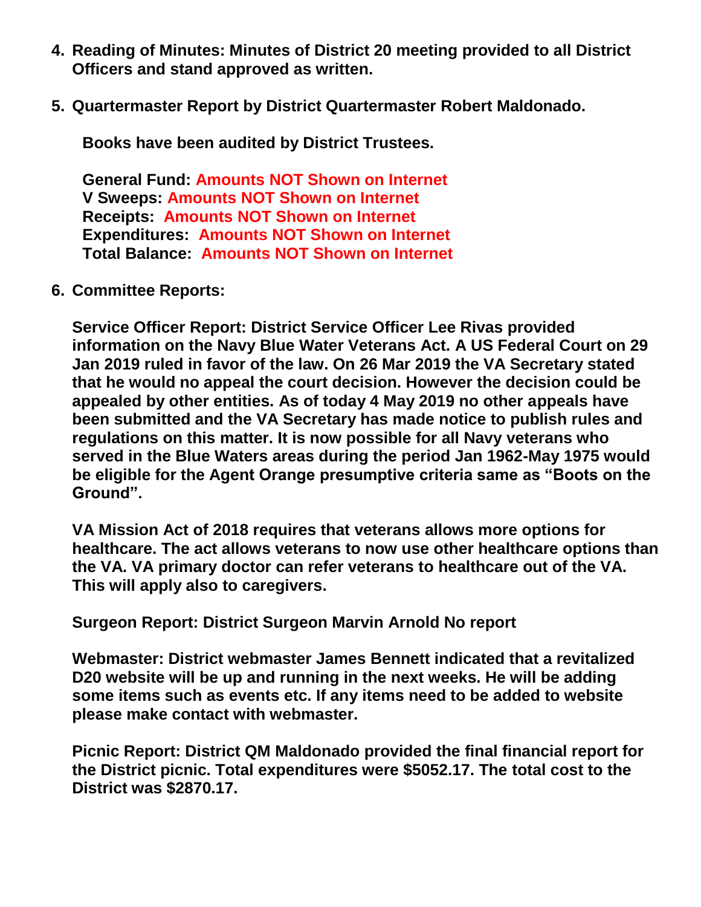4. **Reading of Minutes: Minutes of District 20 meeting provided to all District Officers and stand approved as written.**

5. **Quartermaster Report by District Quartermaster Robert Maldonado.**

   **Books have been audited by District Trustees.**

   **General Fund: Amounts NOT Shown on Internet**
   **V Sweeps: Amounts NOT Shown on Internet**
   **Receipts: Amounts NOT Shown on Internet**
   **Expenditures: Amounts NOT Shown on Internet**
   **Total Balance: Amounts NOT Shown on Internet**

6. **Committee Reports:**

   **Service Officer Report: District Service Officer Lee Rivas provided information on the Navy Blue Water Veterans Act. A US Federal Court on 29 Jan 2019 ruled in favor of the law. On 26 Mar 2019 the VA Secretary stated that he would no appeal the court decision. However the decision could be appealed by other entities. As of today 4 May 2019 no other appeals have been submitted and the VA Secretary has made notice to publish rules and regulations on this matter. It is now possible for all Navy veterans who served in the Blue Waters areas during the period Jan 1962-May 1975 would be eligible for the Agent Orange presumptive criteria same as "Boots on the Ground".**

   **VA Mission Act of 2018 requires that veterans allows more options for healthcare. The act allows veterans to now use other healthcare options than the VA. VA primary doctor can refer veterans to healthcare out of the VA. This will apply also to caregivers.**

   **Surgeon Report: District Surgeon Marvin Arnold No report**

   **Webmaster: District webmaster James Bennett indicated that a revitalized D20 website will be up and running in the next weeks. He will be adding some items such as events etc. If any items need to be added to website please make contact with webmaster.**

   **Picnic Report: District QM Maldonado provided the final financial report for the District picnic. Total expenditures were $5052.17. The total cost to the District was $2870.17.**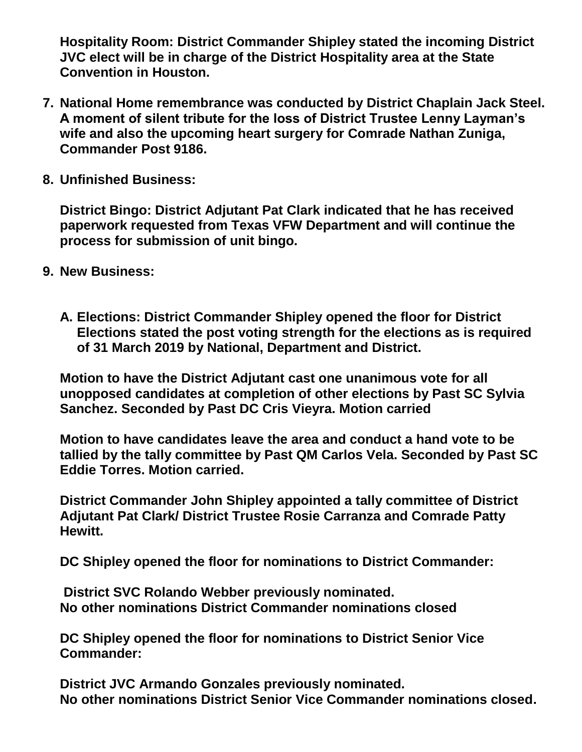**Hospitality Room: District Commander Shipley stated the incoming District JVC elect will be in charge of the District Hospitality area at the State Convention in Houston.**

7. **National Home remembrance was conducted by District Chaplain Jack Steel. A moment of silent tribute for the loss of District Trustee Lenny Layman's wife and also the upcoming heart surgery for Comrade Nathan Zuniga, Commander Post 9186.**

8. **Unfinished Business:**

   **District Bingo: District Adjutant Pat Clark indicated that he has received paperwork requested from Texas VFW Department and will continue the process for submission of unit bingo.**

9. **New Business:**

   A. **Elections: District Commander Shipley opened the floor for District Elections stated the post voting strength for the elections as is required of 31 March 2019 by National, Department and District.**

   **Motion to have the District Adjutant cast one unanimous vote for all unopposed candidates at completion of other elections by Past SC Sylvia Sanchez. Seconded by Past DC Cris Vieyra. Motion carried**

   **Motion to have candidates leave the area and conduct a hand vote to be tallied by the tally committee by Past QM Carlos Vela. Seconded by Past SC Eddie Torres. Motion carried.**

   **District Commander John Shipley appointed a tally committee of District Adjutant Pat Clark/ District Trustee Rosie Carranza and Comrade Patty Hewitt.**

   **DC Shipley opened the floor for nominations to District Commander:**

   **District SVC Rolando Webber previously nominated.**
   **No other nominations District Commander nominations closed**

   **DC Shipley opened the floor for nominations to District Senior Vice Commander:**

   **District JVC Armando Gonzales previously nominated.**
   **No other nominations District Senior Vice Commander nominations closed.**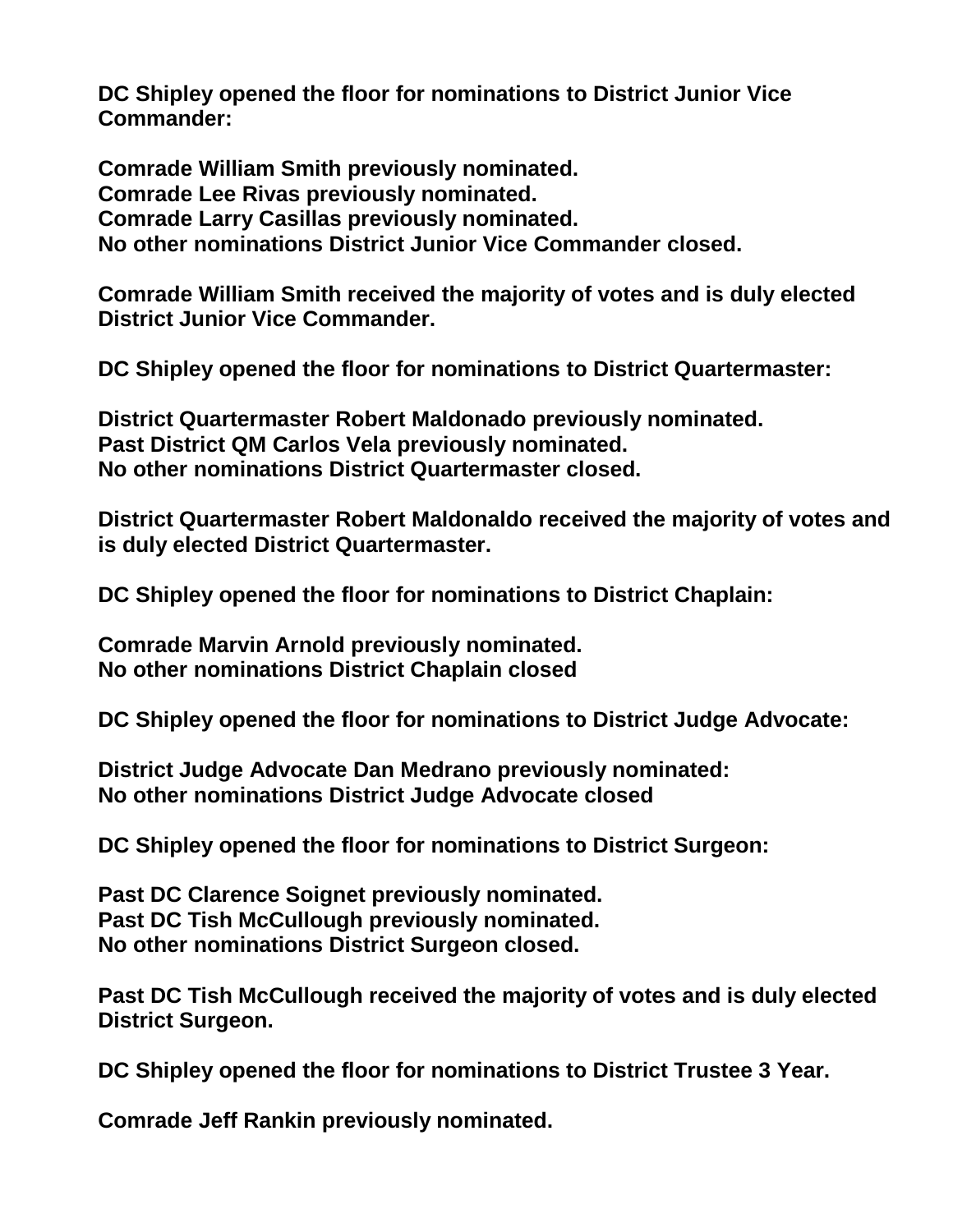**DC Shipley opened the floor for nominations to District Junior Vice Commander:**

**Comrade William Smith previously nominated.**
**Comrade Lee Rivas previously nominated.**
**Comrade Larry Casillas previously nominated.**
**No other nominations District Junior Vice Commander closed.**

**Comrade William Smith received the majority of votes and is duly elected District Junior Vice Commander.**

**DC Shipley opened the floor for nominations to District Quartermaster:**

**District Quartermaster Robert Maldonado previously nominated.**
**Past District QM Carlos Vela previously nominated.**
**No other nominations District Quartermaster closed.**

**District Quartermaster Robert Maldonaldo received the majority of votes and is duly elected District Quartermaster.**

**DC Shipley opened the floor for nominations to District Chaplain:**

**Comrade Marvin Arnold previously nominated.**
**No other nominations District Chaplain closed**

**DC Shipley opened the floor for nominations to District Judge Advocate:**

**District Judge Advocate Dan Medrano previously nominated:**
**No other nominations District Judge Advocate closed**

**DC Shipley opened the floor for nominations to District Surgeon:**

**Past DC Clarence Soignet previously nominated.**
**Past DC Tish McCullough previously nominated.**
**No other nominations District Surgeon closed.**

**Past DC Tish McCullough received the majority of votes and is duly elected District Surgeon.**

**DC Shipley opened the floor for nominations to District Trustee 3 Year.**

**Comrade Jeff Rankin previously nominated.**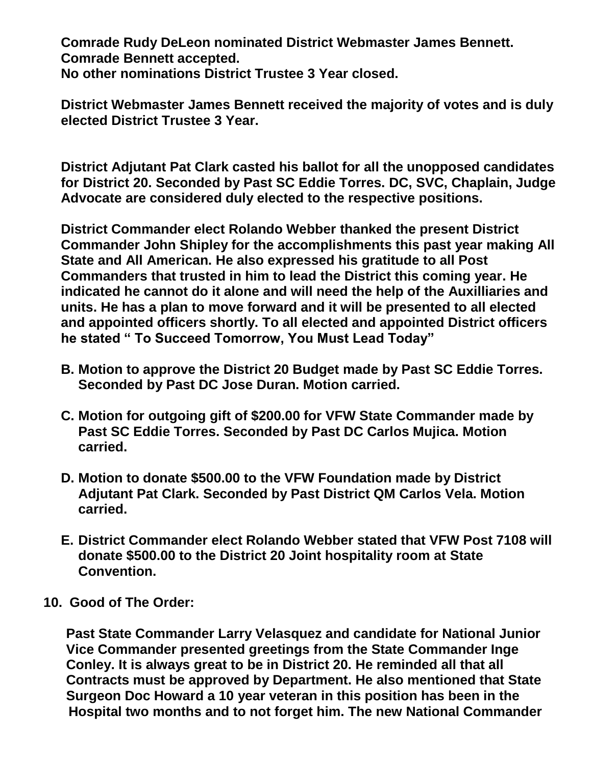**Comrade Rudy DeLeon nominated District Webmaster James Bennett. Comrade Bennett accepted.**
**No other nominations District Trustee 3 Year closed.**

**District Webmaster James Bennett received the majority of votes and is duly elected District Trustee 3 Year.**

**District Adjutant Pat Clark casted his ballot for all the unopposed candidates for District 20. Seconded by Past SC Eddie Torres. DC, SVC, Chaplain, Judge Advocate are considered duly elected to the respective positions.**

**District Commander elect Rolando Webber thanked the present District Commander John Shipley for the accomplishments this past year making All State and All American. He also expressed his gratitude to all Post Commanders that trusted in him to lead the District this coming year. He indicated he cannot do it alone and will need the help of the Auxilliaries and units. He has a plan to move forward and it will be presented to all elected and appointed officers shortly. To all elected and appointed District officers he stated " To Succeed Tomorrow, You Must Lead Today"**

B. **Motion to approve the District 20 Budget made by Past SC Eddie Torres. Seconded by Past DC Jose Duran. Motion carried.**

C. **Motion for outgoing gift of $200.00 for VFW State Commander made by Past SC Eddie Torres. Seconded by Past DC Carlos Mujica. Motion carried.**

D. **Motion to donate $500.00 to the VFW Foundation made by District Adjutant Pat Clark. Seconded by Past District QM Carlos Vela. Motion carried.**

E. **District Commander elect Rolando Webber stated that VFW Post 7108 will donate $500.00 to the District 20 Joint hospitality room at State Convention.**

**10. Good of The Order:**

**Past State Commander Larry Velasquez and candidate for National Junior Vice Commander presented greetings from the State Commander Inge Conley. It is always great to be in District 20. He reminded all that all Contracts must be approved by Department. He also mentioned that State Surgeon Doc Howard a 10 year veteran in this position has been in the Hospital two months and to not forget him. The new National Commander**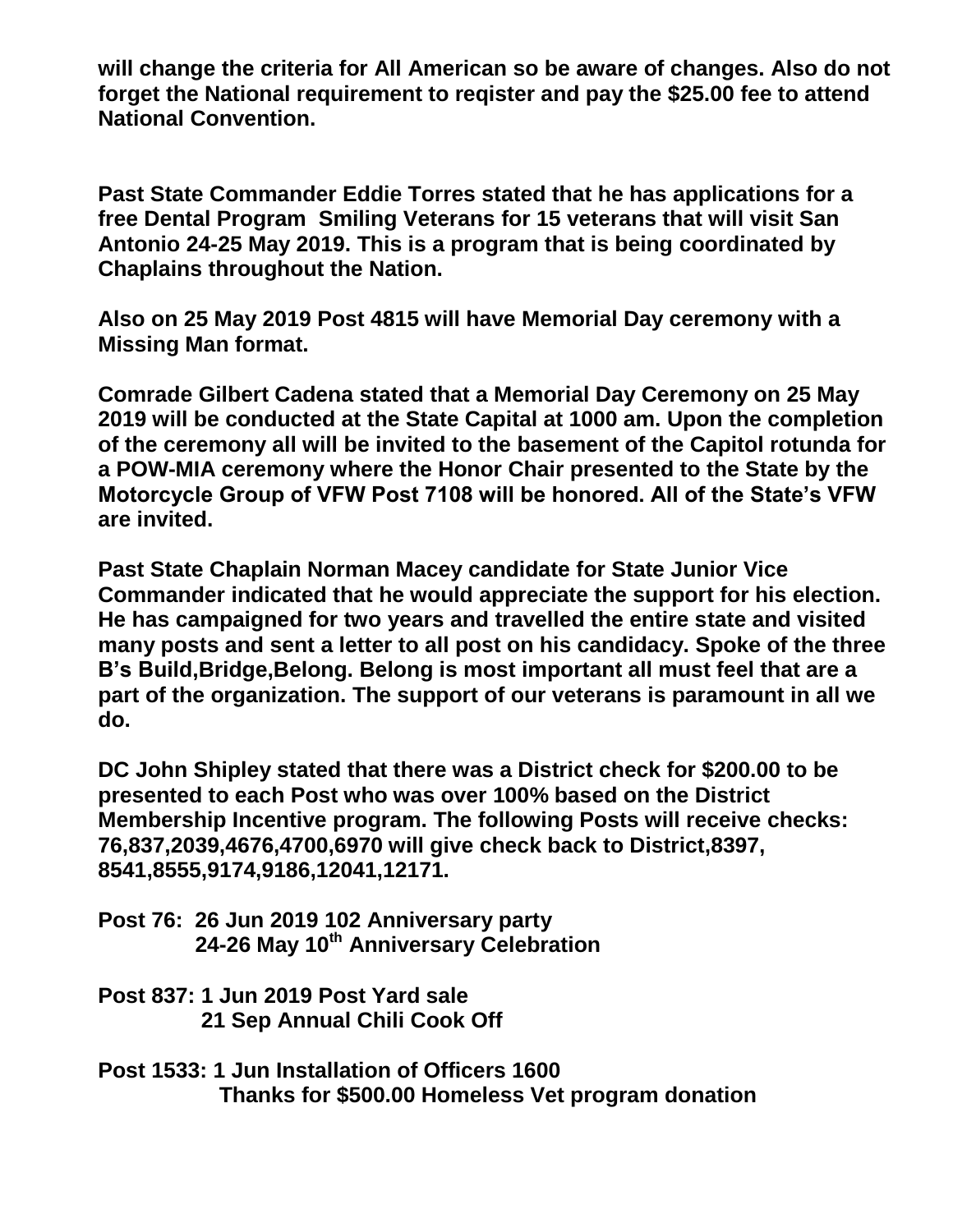**will change the criteria for All American so be aware of changes. Also do not forget the National requirement to reqister and pay the $25.00 fee to attend National Convention.**

**Past State Commander Eddie Torres stated that he has applications for a free Dental Program Smiling Veterans for 15 veterans that will visit San Antonio 24-25 May 2019. This is a program that is being coordinated by Chaplains throughout the Nation.**

**Also on 25 May 2019 Post 4815 will have Memorial Day ceremony with a Missing Man format.**

**Comrade Gilbert Cadena stated that a Memorial Day Ceremony on 25 May 2019 will be conducted at the State Capital at 1000 am. Upon the completion of the ceremony all will be invited to the basement of the Capitol rotunda for a POW-MIA ceremony where the Honor Chair presented to the State by the Motorcycle Group of VFW Post 7108 will be honored. All of the State's VFW are invited.**

**Past State Chaplain Norman Macey candidate for State Junior Vice Commander indicated that he would appreciate the support for his election. He has campaigned for two years and travelled the entire state and visited many posts and sent a letter to all post on his candidacy. Spoke of the three B's Build,Bridge,Belong. Belong is most important all must feel that are a part of the organization. The support of our veterans is paramount in all we do.**

**DC John Shipley stated that there was a District check for $200.00 to be presented to each Post who was over 100% based on the District Membership Incentive program. The following Posts will receive checks: 76,837,2039,4676,4700,6970 will give check back to District,8397, 8541,8555,9174,9186,12041,12171.**

**Post 76: 26 Jun 2019 102 Anniversary party**
**24-26 May 10th Anniversary Celebration**

**Post 837: 1 Jun 2019 Post Yard sale**
**21 Sep Annual Chili Cook Off**

**Post 1533: 1 Jun Installation of Officers 1600**
**Thanks for $500.00 Homeless Vet program donation**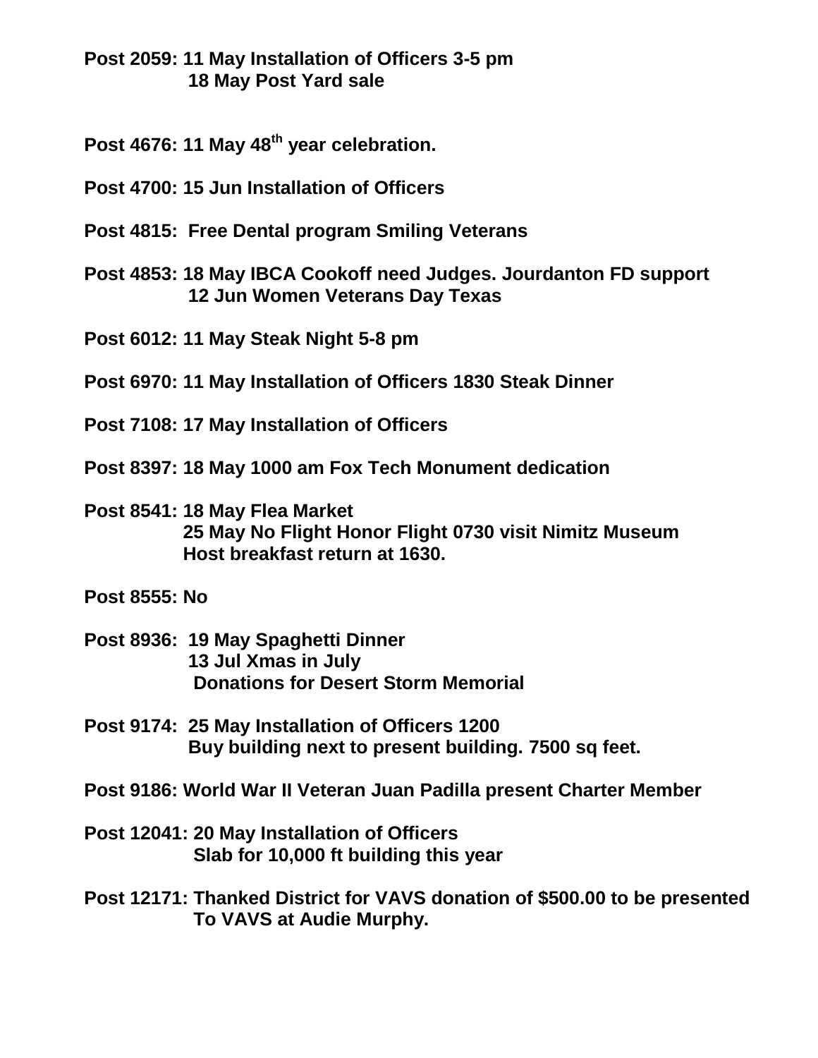**Post 2059: 11 May Installation of Officers 3-5 pm**
**18 May Post Yard sale**

**Post 4676: 11 May 48th year celebration.**

**Post 4700: 15 Jun Installation of Officers**

**Post 4815: Free Dental program Smiling Veterans**

**Post 4853: 18 May IBCA Cookoff need Judges. Jourdanton FD support**
**12 Jun Women Veterans Day Texas**

**Post 6012: 11 May Steak Night 5-8 pm**

**Post 6970: 11 May Installation of Officers 1830 Steak Dinner**

**Post 7108: 17 May Installation of Officers**

**Post 8397: 18 May 1000 am Fox Tech Monument dedication**

**Post 8541: 18 May Flea Market**
**25 May No Flight Honor Flight 0730 visit Nimitz Museum**
**Host breakfast return at 1630.**

**Post 8555: No**

**Post 8936: 19 May Spaghetti Dinner**
**13 Jul Xmas in July**
**Donations for Desert Storm Memorial**

**Post 9174: 25 May Installation of Officers 1200**
**Buy building next to present building. 7500 sq feet.**

**Post 9186: World War II Veteran Juan Padilla present Charter Member**

**Post 12041: 20 May Installation of Officers**
**Slab for 10,000 ft building this year**

**Post 12171: Thanked District for VAVS donation of $500.00 to be presented**
**To VAVS at Audie Murphy.**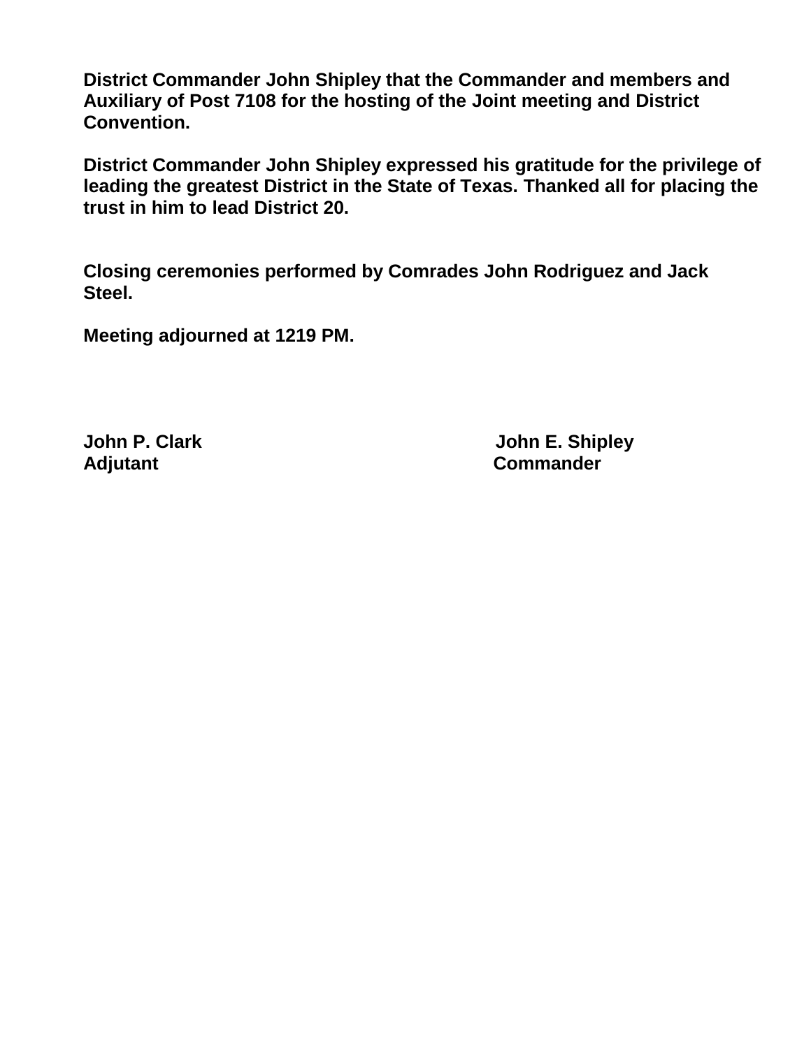**District Commander John Shipley that the Commander and members and Auxiliary of Post 7108 for the hosting of the Joint meeting and District Convention.**

**District Commander John Shipley expressed his gratitude for the privilege of leading the greatest District in the State of Texas. Thanked all for placing the trust in him to lead District 20.**

**Closing ceremonies performed by Comrades John Rodriguez and Jack Steel.**

**Meeting adjourned at 1219 PM.**

| | |
|---|---|
| **John P. Clark** | **John E. Shipley** |
| **Adjutant** | **Commander** |